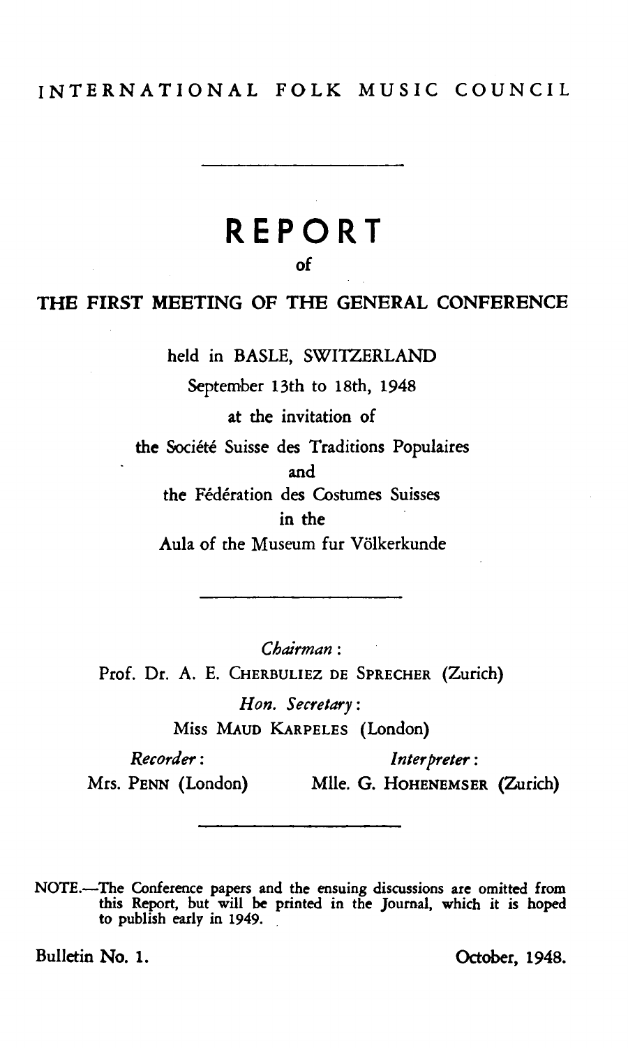INTERNATIONAL FOLK MUSIC COUNCIL

---

# REPORT

of

## THE FIRST MEETING OF THE GENERAL CONFERENCE

held in BASLE, SWITZERLAND

September 13th to 18th, 1948

at the invitation of

the Société Suisse des Traditions Populaires

and

the Fédération des Costumes Suisses

in the

Aula of the Museum fur Völkerkunde

---

*Chairman*:

Prof. Dr. A. E. CHERBULIEZ DE SPRECHER (Zurich)

*Hon. Secretary*:

Miss MAUD KARPELES (London)

*Recorder*:

Mrs. PENN (London)

*Interpreter*:

Mlle. G. HOHENEMSER (Zurich)

---

NOTE.—The Conference papers and the ensuing discussions are omitted from this Report, but will be printed in the Journal, which it is hoped to publish early in 1949.

Bulletin No. 1.

October, 1948.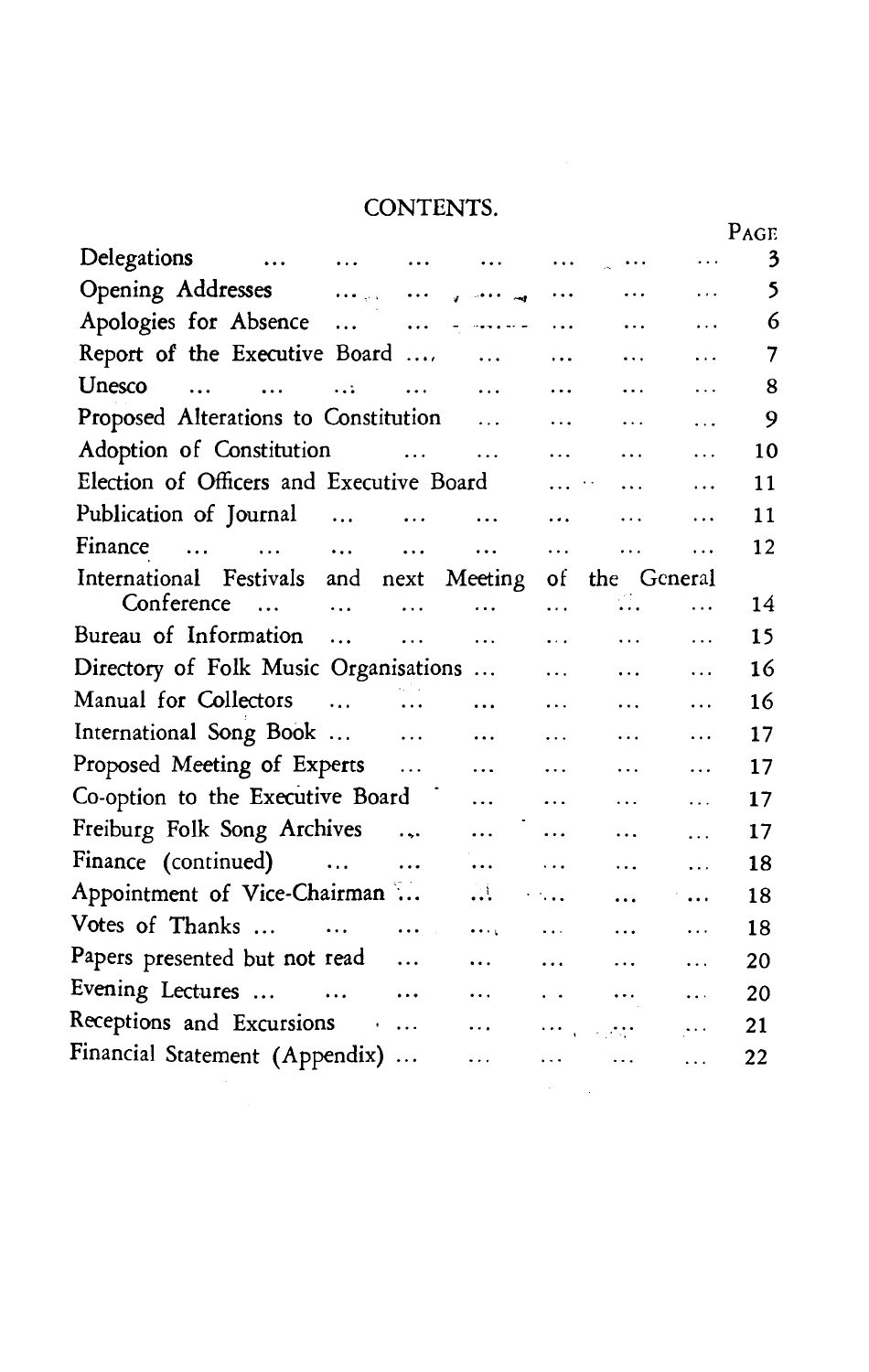# CONTENTS.

| | Page |
|---|---|
| Delegations | 3 |
| Opening Addresses | 5 |
| Apologies for Absence | 6 |
| Report of the Executive Board | 7 |
| Unesco | 8 |
| Proposed Alterations to Constitution | 9 |
| Adoption of Constitution | 10 |
| Election of Officers and Executive Board | 11 |
| Publication of Journal | 11 |
| Finance | 12 |
| International Festivals and next Meeting of the General Conference | 14 |
| Bureau of Information | 15 |
| Directory of Folk Music Organisations | 16 |
| Manual for Collectors | 16 |
| International Song Book | 17 |
| Proposed Meeting of Experts | 17 |
| Co-option to the Executive Board | 17 |
| Freiburg Folk Song Archives | 17 |
| Finance (continued) | 18 |
| Appointment of Vice-Chairman | 18 |
| Votes of Thanks | 18 |
| Papers presented but not read | 20 |
| Evening Lectures | 20 |
| Receptions and Excursions | 21 |
| Financial Statement (Appendix) | 22 |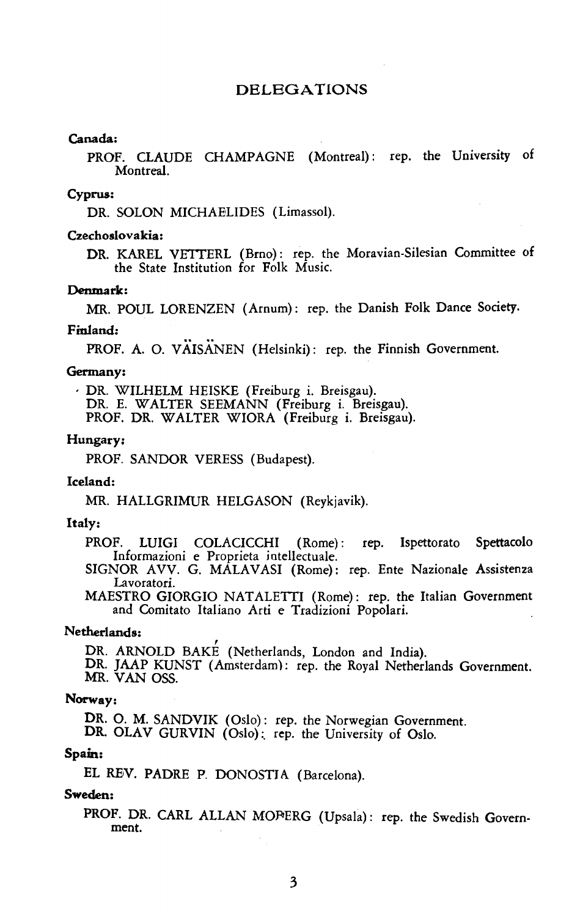# DELEGATIONS

**Canada:**

PROF. CLAUDE CHAMPAGNE (Montreal): rep. the University of Montreal.

**Cyprus:**

DR. SOLON MICHAELIDES (Limassol).

**Czechoslovakia:**

DR. KAREL VETTERL (Brno): rep. the Moravian-Silesian Committee of the State Institution for Folk Music.

**Denmark:**

MR. POUL LORENZEN (Arnum): rep. the Danish Folk Dance Society.

**Finland:**

PROF. A. O. VÄISÄNEN (Helsinki): rep. the Finnish Government.

**Germany:**

DR. WILHELM HEISKE (Freiburg i. Breisgau).
DR. E. WALTER SEEMANN (Freiburg i. Breisgau).
PROF. DR. WALTER WIORA (Freiburg i. Breisgau).

**Hungary:**

PROF. SANDOR VERESS (Budapest).

**Iceland:**

MR. HALLGRIMUR HELGASON (Reykjavik).

**Italy:**

PROF. LUIGI COLACICCHI (Rome): rep. Ispettorato Spettacolo Informazioni e Proprieta intellectuale.
SIGNOR AVV. G. MALAVASI (Rome): rep. Ente Nazionale Assistenza Lavoratori.
MAESTRO GIORGIO NATALETTI (Rome): rep. the Italian Government and Comitato Italiano Arti e Tradizioni Popolari.

**Netherlands:**

DR. ARNOLD BAKÉ (Netherlands, London and India).
DR. JAAP KUNST (Amsterdam): rep. the Royal Netherlands Government.
MR. VAN OSS.

**Norway:**

DR. O. M. SANDVIK (Oslo): rep. the Norwegian Government.
DR. OLAV GURVIN (Oslo): rep. the University of Oslo.

**Spain:**

EL REV. PADRE P. DONOSTIA (Barcelona).

**Sweden:**

PROF. DR. CARL ALLAN MOBERG (Upsala): rep. the Swedish Government.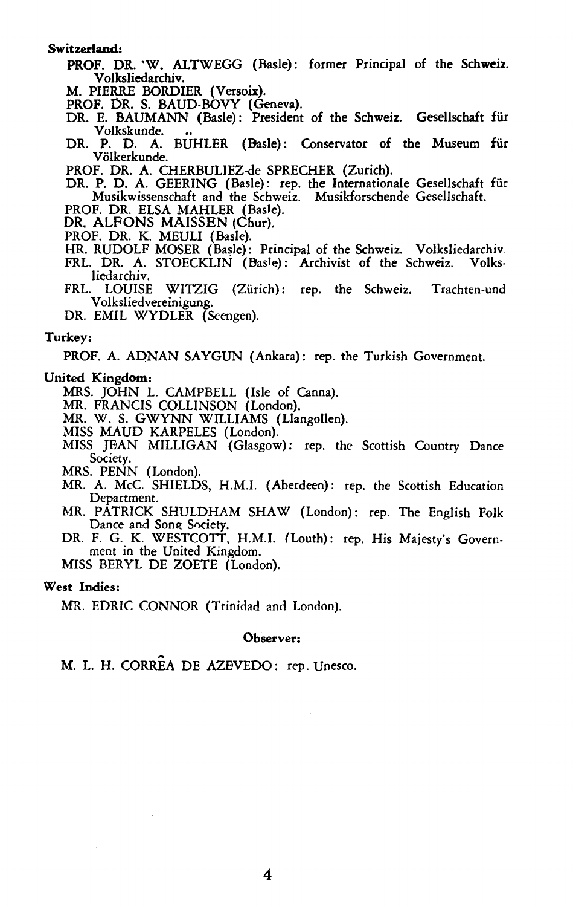**Switzerland:**

PROF. DR. W. ALTWEGG (Basle): former Principal of the Schweiz. Volksliedarchiv.

M. PIERRE BORDIER (Versoix).

PROF. DR. S. BAUD-BOVY (Geneva).

DR. E. BAUMANN (Basle): President of the Schweiz. Gesellschaft für Volkskunde.

DR. P. D. A. BUHLER (Basle): Conservator of the Museum für Völkerkunde.

PROF. DR. A. CHERBULIEZ-de SPRECHER (Zurich).

DR. P. D. A. GEERING (Basle): rep. the Internationale Gesellschaft für Musikwissenschaft and the Schweiz. Musikforschende Gesellschaft.

PROF. DR. ELSA MAHLER (Basle).

DR. ALFONS MAISSEN (Chur).

PROF. DR. K. MEULI (Basle).

HR. RUDOLF MOSER (Basle): Principal of the Schweiz. Volksliedarchiv.

FRL. DR. A. STOECKLIN (Basle): Archivist of the Schweiz. Volksliedarchiv.

FRL. LOUISE WITZIG (Zürich): rep. the Schweiz. Trachten-und Volksliedvereinigung.

DR. EMIL WYDLER (Seengen).

**Turkey:**

PROF. A. ADNAN SAYGUN (Ankara): rep. the Turkish Government.

**United Kingdom:**

MRS. JOHN L. CAMPBELL (Isle of Canna).

MR. FRANCIS COLLINSON (London).

MR. W. S. GWYNN WILLIAMS (Llangollen).

MISS MAUD KARPELES (London).

MISS JEAN MILLIGAN (Glasgow): rep. the Scottish Country Dance Society.

MRS. PENN (London).

MR. A. McC. SHIELDS, H.M.I. (Aberdeen): rep. the Scottish Education Department.

MR. PATRICK SHULDHAM SHAW (London): rep. The English Folk Dance and Song Society.

DR. F. G. K. WESTCOTT, H.M.I. (Louth): rep. His Majesty's Government in the United Kingdom.

MISS BERYL DE ZOETE (London).

**West Indies:**

MR. EDRIC CONNOR (Trinidad and London).

**Observer:**

M. L. H. CORRÊA DE AZEVEDO: rep. Unesco.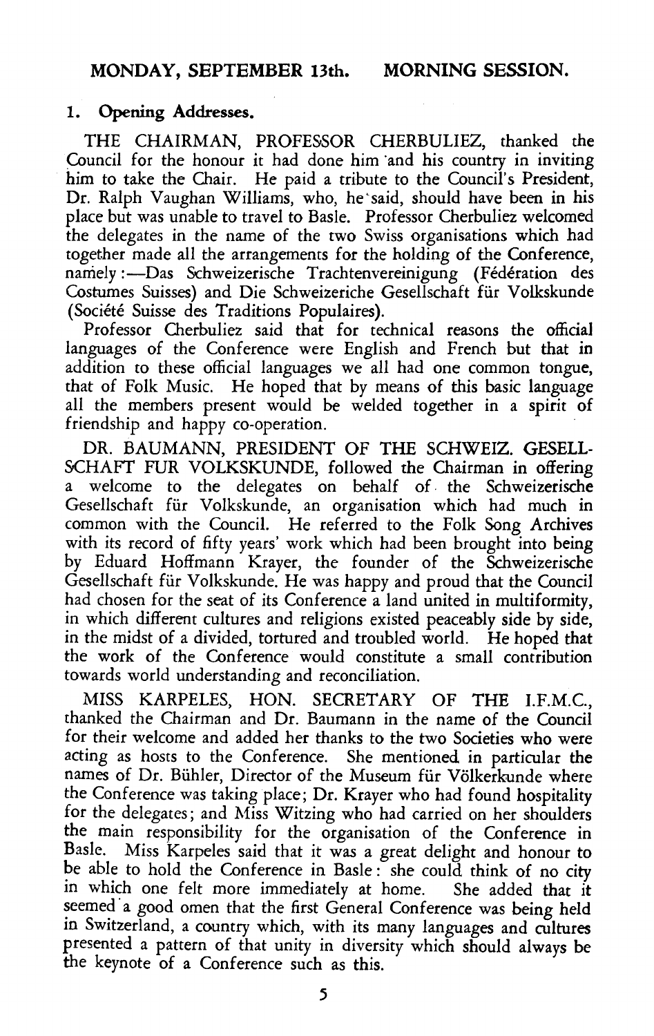## MONDAY, SEPTEMBER 13th. MORNING SESSION.

### 1. Opening Addresses.

THE CHAIRMAN, PROFESSOR CHERBULIEZ, thanked the Council for the honour it had done him and his country in inviting him to take the Chair. He paid a tribute to the Council's President, Dr. Ralph Vaughan Williams, who, he said, should have been in his place but was unable to travel to Basle. Professor Cherbuliez welcomed the delegates in the name of the two Swiss organisations which had together made all the arrangements for the holding of the Conference, namely :—Das Schweizerische Trachtenvereinigung (Fédération des Costumes Suisses) and Die Schweizeriche Gesellschaft für Volkskunde (Société Suisse des Traditions Populaires).

Professor Cherbuliez said that for technical reasons the official languages of the Conference were English and French but that in addition to these official languages we all had one common tongue, that of Folk Music. He hoped that by means of this basic language all the members present would be welded together in a spirit of friendship and happy co-operation.

DR. BAUMANN, PRESIDENT OF THE SCHWEIZ. GESELLSCHAFT FUR VOLKSKUNDE, followed the Chairman in offering a welcome to the delegates on behalf of the Schweizerische Gesellschaft für Volkskunde, an organisation which had much in common with the Council. He referred to the Folk Song Archives with its record of fifty years' work which had been brought into being by Eduard Hoffmann Krayer, the founder of the Schweizerische Gesellschaft für Volkskunde. He was happy and proud that the Council had chosen for the seat of its Conference a land united in multiformity, in which different cultures and religions existed peaceably side by side, in the midst of a divided, tortured and troubled world. He hoped that the work of the Conference would constitute a small contribution towards world understanding and reconciliation.

MISS KARPELES, HON. SECRETARY OF THE I.F.M.C., thanked the Chairman and Dr. Baumann in the name of the Council for their welcome and added her thanks to the two Societies who were acting as hosts to the Conference. She mentioned in particular the names of Dr. Bühler, Director of the Museum für Völkerkunde where the Conference was taking place; Dr. Krayer who had found hospitality for the delegates; and Miss Witzing who had carried on her shoulders the main responsibility for the organisation of the Conference in Basle. Miss Karpeles said that it was a great delight and honour to be able to hold the Conference in Basle: she could think of no city in which one felt more immediately at home. She added that it seemed a good omen that the first General Conference was being held in Switzerland, a country which, with its many languages and cultures presented a pattern of that unity in diversity which should always be the keynote of a Conference such as this.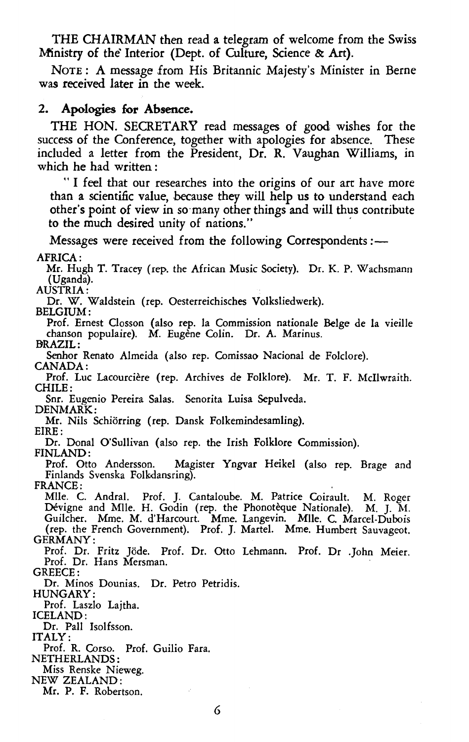THE CHAIRMAN then read a telegram of welcome from the Swiss Ministry of the Interior (Dept. of Culture, Science & Art).

NOTE: A message from His Britannic Majesty's Minister in Berne was received later in the week.

## 2. Apologies for Absence.

THE HON. SECRETARY read messages of good wishes for the success of the Conference, together with apologies for absence. These included a letter from the President, Dr. R. Vaughan Williams, in which he had written:

"I feel that our researches into the origins of our art have more than a scientific value, because they will help us to understand each other's point of view in so many other things and will thus contribute to the much desired unity of nations."

Messages were received from the following Correspondents:—

AFRICA:
Mr. Hugh T. Tracey (rep. the African Music Society). Dr. K. P. Wachsmann (Uganda).

AUSTRIA:
Dr. W. Waldstein (rep. Oesterreichisches Volksliedwerk).

BELGIUM:
Prof. Ernest Closson (also rep. la Commission nationale Belge de la vieille chanson populaire). M. Eugène Colin. Dr. A. Marinus.

BRAZIL:
Senhor Renato Almeida (also rep. Comissao Nacional de Folclore).

CANADA:
Prof. Luc Lacourcière (rep. Archives de Folklore). Mr. T. F. McIlwraith.

CHILE:
Snr. Eugenio Pereira Salas. Senorita Luisa Sepulveda.

DENMARK:
Mr. Nils Schiörring (rep. Dansk Folkemindesamling).

EIRE:
Dr. Donal O'Sullivan (also rep. the Irish Folklore Commission).

FINLAND:
Prof. Otto Andersson. Magister Yngvar Heikel (also rep. Brage and Finlands Svenska Folkdansring).

FRANCE:
Mlle. C. Andral. Prof. J. Cantaloube. M. Patrice Coirault. M. Roger Dévigne and Mlle. H. Godin (rep. the Phonotèque Nationale). M. J. M. Guilcher. Mme. M. d'Harcourt. Mme. Langevin. Mlle. C. Marcel-Dubois (rep. the French Government). Prof. J. Martel. Mme. Humbert Sauvageot.

GERMANY:
Prof. Dr. Fritz Jöde. Prof. Dr. Otto Lehmann. Prof. Dr .John Meier. Prof. Dr. Hans Mersman.

GREECE:
Dr. Minos Dounias. Dr. Petro Petridis.

HUNGARY:
Prof. Laszlo Lajtha.

ICELAND:
Dr. Pall Isolfsson.

ITALY:
Prof. R. Corso. Prof. Guilio Fara.

NETHERLANDS:
Miss Renske Nieweg.

NEW ZEALAND:
Mr. P. F. Robertson.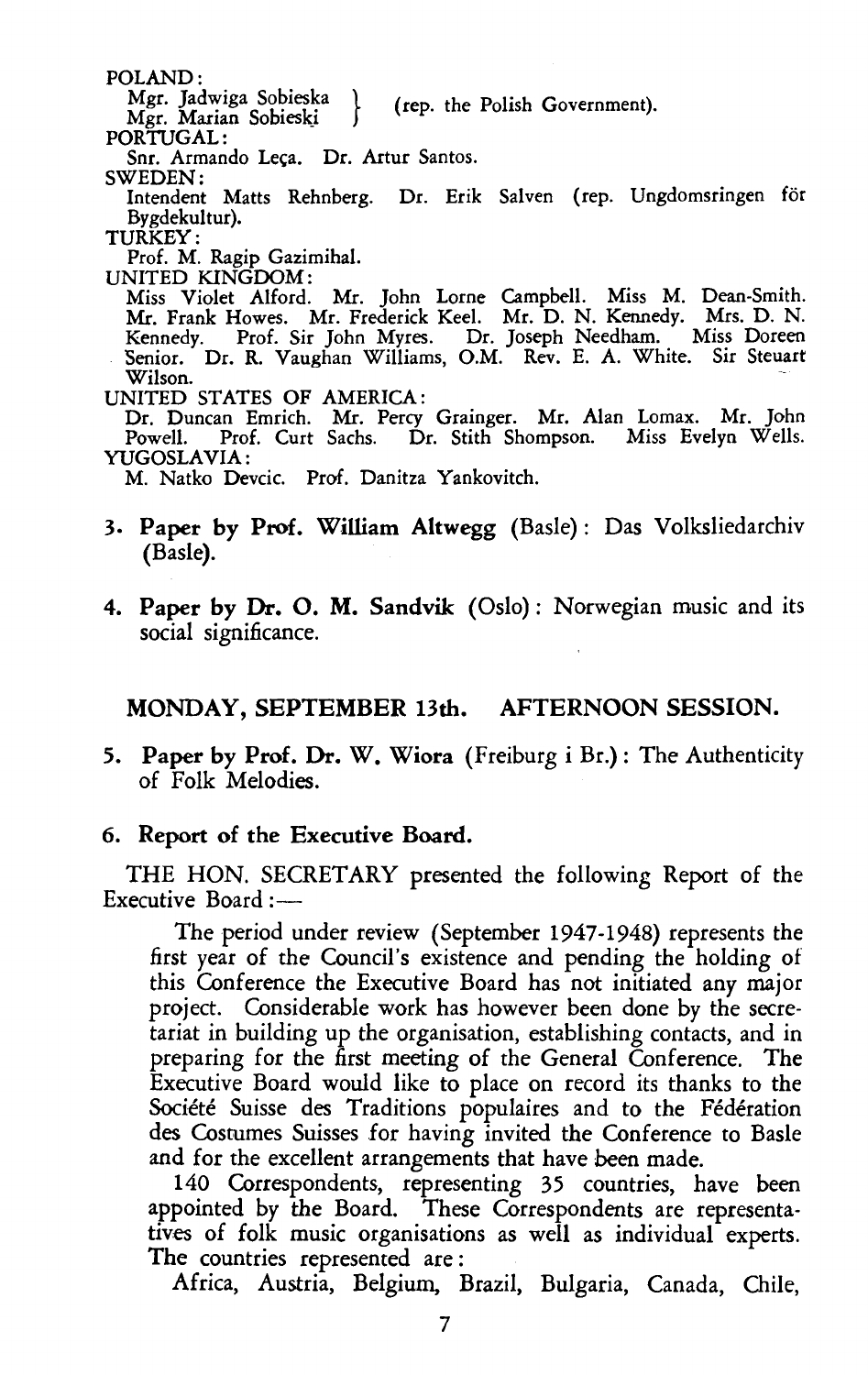POLAND:

Mgr. Jadwiga Sobieska
Mgr. Marian Sobieski } (rep. the Polish Government).

PORTUGAL:

Snr. Armando Leça. Dr. Artur Santos.

SWEDEN:

Intendent Matts Rehnberg. Dr. Erik Salven (rep. Ungdomsringen för Bygdekultur).

TURKEY:

Prof. M. Ragip Gazimihal.

UNITED KINGDOM:

Miss Violet Alford. Mr. John Lorne Campbell. Miss M. Dean-Smith. Mr. Frank Howes. Mr. Frederick Keel. Mr. D. N. Kennedy. Mrs. D. N. Kennedy. Prof. Sir John Myres. Dr. Joseph Needham. Miss Doreen Senior. Dr. R. Vaughan Williams, O.M. Rev. E. A. White. Sir Steuart Wilson.

UNITED STATES OF AMERICA:

Dr. Duncan Emrich. Mr. Percy Grainger. Mr. Alan Lomax. Mr. John Powell. Prof. Curt Sachs. Dr. Stith Shompson. Miss Evelyn Wells.

YUGOSLAVIA:

M. Natko Devcic. Prof. Danitza Yankovitch.

3. **Paper by Prof. William Altwegg** (Basle): Das Volksliedarchiv (Basle).

4. **Paper by Dr. O. M. Sandvik** (Oslo): Norwegian music and its social significance.

## MONDAY, SEPTEMBER 13th. AFTERNOON SESSION.

5. **Paper by Prof. Dr. W. Wiora** (Freiburg i Br.): The Authenticity of Folk Melodies.

6. **Report of the Executive Board.**

THE HON. SECRETARY presented the following Report of the Executive Board:—

The period under review (September 1947-1948) represents the first year of the Council's existence and pending the holding of this Conference the Executive Board has not initiated any major project. Considerable work has however been done by the secretariat in building up the organisation, establishing contacts, and in preparing for the first meeting of the General Conference. The Executive Board would like to place on record its thanks to the Société Suisse des Traditions populaires and to the Fédération des Costumes Suisses for having invited the Conference to Basle and for the excellent arrangements that have been made.

140 Correspondents, representing 35 countries, have been appointed by the Board. These Correspondents are representatives of folk music organisations as well as individual experts. The countries represented are:

Africa, Austria, Belgium, Brazil, Bulgaria, Canada, Chile,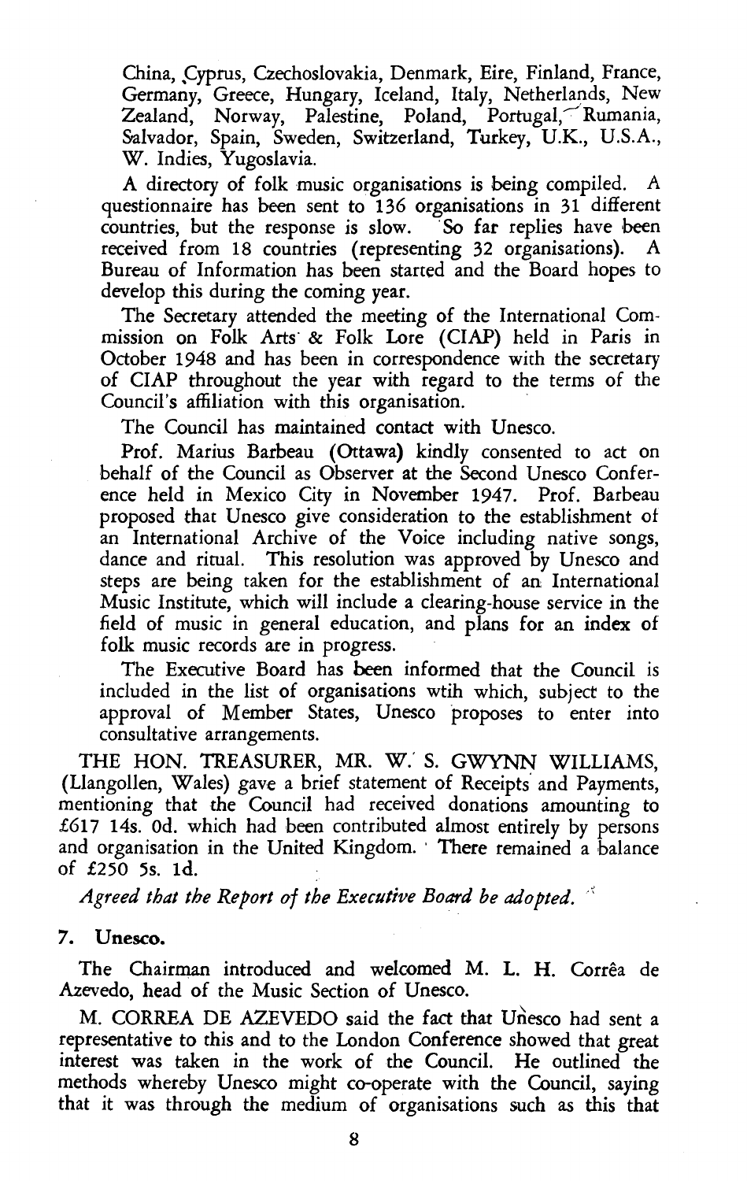China, Cyprus, Czechoslovakia, Denmark, Eire, Finland, France, Germany, Greece, Hungary, Iceland, Italy, Netherlands, New Zealand, Norway, Palestine, Poland, Portugal, Rumania, Salvador, Spain, Sweden, Switzerland, Turkey, U.K., U.S.A., W. Indies, Yugoslavia.

A directory of folk music organisations is being compiled. A questionnaire has been sent to 136 organisations in 31 different countries, but the response is slow. So far replies have been received from 18 countries (representing 32 organisations). A Bureau of Information has been started and the Board hopes to develop this during the coming year.

The Secretary attended the meeting of the International Commission on Folk Arts & Folk Lore (CIAP) held in Paris in October 1948 and has been in correspondence with the secretary of CIAP throughout the year with regard to the terms of the Council's affiliation with this organisation.

The Council has maintained contact with Unesco.

Prof. Marius Barbeau (Ottawa) kindly consented to act on behalf of the Council as Observer at the Second Unesco Conference held in Mexico City in November 1947. Prof. Barbeau proposed that Unesco give consideration to the establishment of an International Archive of the Voice including native songs, dance and ritual. This resolution was approved by Unesco and steps are being taken for the establishment of an International Music Institute, which will include a clearing-house service in the field of music in general education, and plans for an index of folk music records are in progress.

The Executive Board has been informed that the Council is included in the list of organisations wtih which, subject to the approval of Member States, Unesco proposes to enter into consultative arrangements.

THE HON. TREASURER, MR. W. S. GWYNN WILLIAMS, (Llangollen, Wales) gave a brief statement of Receipts and Payments, mentioning that the Council had received donations amounting to £617 14s. 0d. which had been contributed almost entirely by persons and organisation in the United Kingdom. There remained a balance of £250 5s. 1d.

*Agreed that the Report of the Executive Board be adopted.*

## 7. Unesco.

The Chairman introduced and welcomed M. L. H. Corrêa de Azevedo, head of the Music Section of Unesco.

M. CORREA DE AZEVEDO said the fact that Unesco had sent a representative to this and to the London Conference showed that great interest was taken in the work of the Council. He outlined the methods whereby Unesco might co-operate with the Council, saying that it was through the medium of organisations such as this that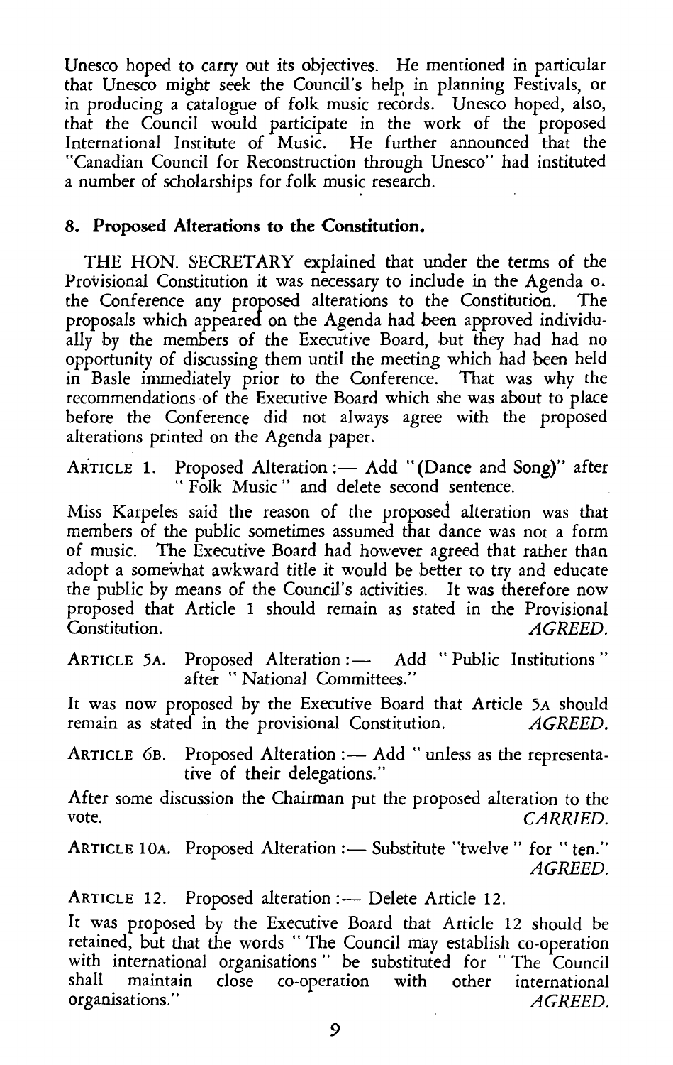Unesco hoped to carry out its objectives. He mentioned in particular that Unesco might seek the Council's help in planning Festivals, or in producing a catalogue of folk music records. Unesco hoped, also, that the Council would participate in the work of the proposed International Institute of Music. He further announced that the "Canadian Council for Reconstruction through Unesco" had instituted a number of scholarships for folk music research.

### 8. Proposed Alterations to the Constitution.

THE HON. SECRETARY explained that under the terms of the Provisional Constitution it was necessary to include in the Agenda o. the Conference any proposed alterations to the Constitution. The proposals which appeared on the Agenda had been approved individually by the members of the Executive Board, but they had had no opportunity of discussing them until the meeting which had been held in Basle immediately prior to the Conference. That was why the recommendations of the Executive Board which she was about to place before the Conference did not always agree with the proposed alterations printed on the Agenda paper.

ARTICLE 1. Proposed Alteration :— Add "(Dance and Song)" after "Folk Music" and delete second sentence.

Miss Karpeles said the reason of the proposed alteration was that members of the public sometimes assumed that dance was not a form of music. The Executive Board had however agreed that rather than adopt a somewhat awkward title it would be better to try and educate the public by means of the Council's activities. It was therefore now proposed that Article 1 should remain as stated in the Provisional Constitution. *AGREED.*

ARTICLE 5A. Proposed Alteration :— Add "Public Institutions" after "National Committees."

It was now proposed by the Executive Board that Article 5A should remain as stated in the provisional Constitution. *AGREED.*

ARTICLE 6B. Proposed Alteration :— Add "unless as the representative of their delegations."

After some discussion the Chairman put the proposed alteration to the vote. *CARRIED.*

ARTICLE 10A. Proposed Alteration :— Substitute "twelve" for "ten." *AGREED.*

ARTICLE 12. Proposed alteration :— Delete Article 12.

It was proposed by the Executive Board that Article 12 should be retained, but that the words "The Council may establish co-operation with international organisations" be substituted for "The Council shall maintain close co-operation with other international organisations." *AGREED.*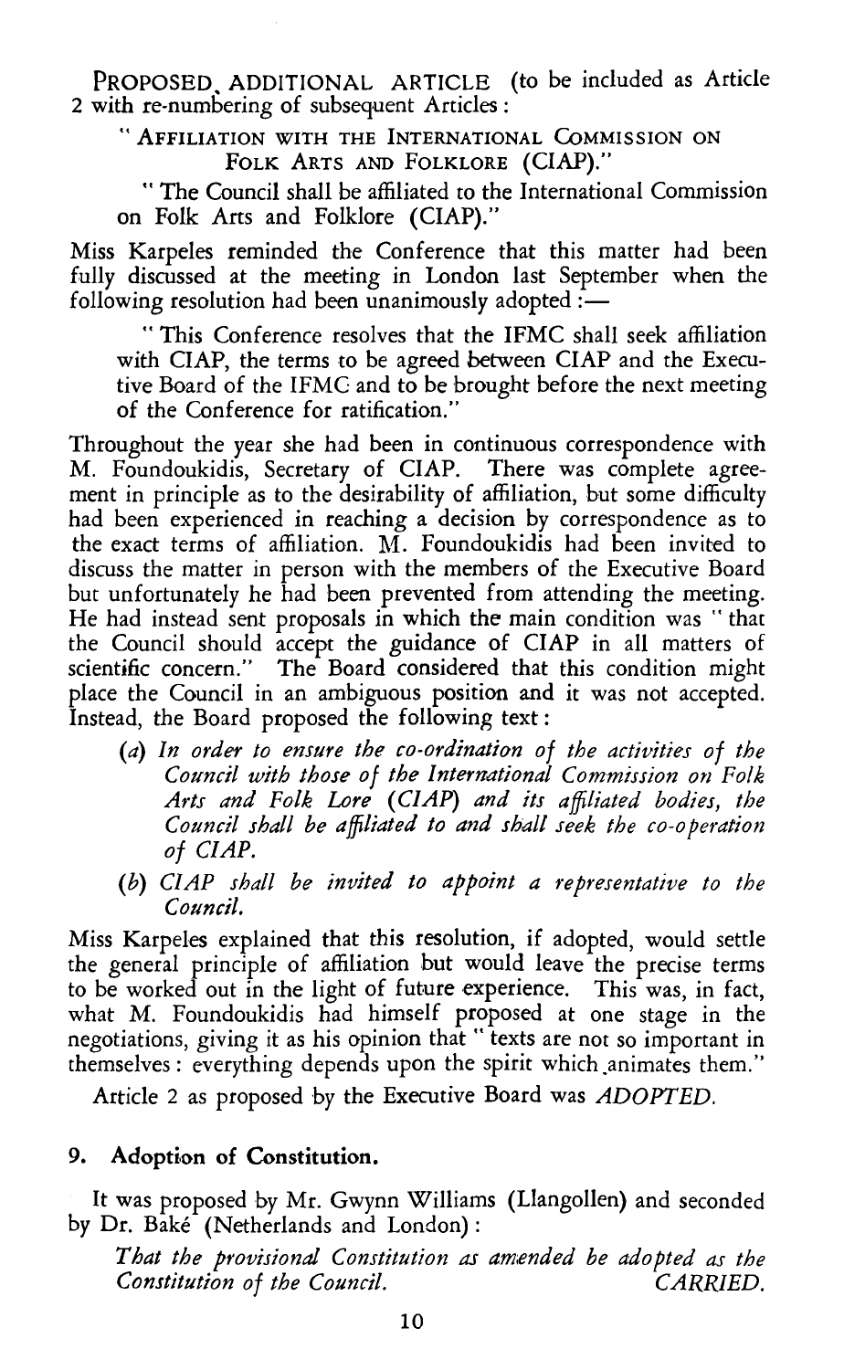PROPOSED ADDITIONAL ARTICLE (to be included as Article 2 with re-numbering of subsequent Articles:

"AFFILIATION WITH THE INTERNATIONAL COMMISSION ON FOLK ARTS AND FOLKLORE (CIAP)."

"The Council shall be affiliated to the International Commission on Folk Arts and Folklore (CIAP)."

Miss Karpeles reminded the Conference that this matter had been fully discussed at the meeting in London last September when the following resolution had been unanimously adopted :—

"This Conference resolves that the IFMC shall seek affiliation with CIAP, the terms to be agreed between CIAP and the Executive Board of the IFMC and to be brought before the next meeting of the Conference for ratification."

Throughout the year she had been in continuous correspondence with M. Foundoukidis, Secretary of CIAP. There was complete agreement in principle as to the desirability of affiliation, but some difficulty had been experienced in reaching a decision by correspondence as to the exact terms of affiliation. M. Foundoukidis had been invited to discuss the matter in person with the members of the Executive Board but unfortunately he had been prevented from attending the meeting. He had instead sent proposals in which the main condition was "that the Council should accept the guidance of CIAP in all matters of scientific concern." The Board considered that this condition might place the Council in an ambiguous position and it was not accepted. Instead, the Board proposed the following text:

(a) *In order to ensure the co-ordination of the activities of the Council with those of the International Commission on Folk Arts and Folk Lore (CIAP) and its affiliated bodies, the Council shall be affiliated to and shall seek the co-operation of CIAP.*

(b) *CIAP shall be invited to appoint a representative to the Council.*

Miss Karpeles explained that this resolution, if adopted, would settle the general principle of affiliation but would leave the precise terms to be worked out in the light of future experience. This was, in fact, what M. Foundoukidis had himself proposed at one stage in the negotiations, giving it as his opinion that "texts are not so important in themselves: everything depends upon the spirit which animates them."

Article 2 as proposed by the Executive Board was *ADOPTED.*

### 9. Adoption of Constitution.

It was proposed by Mr. Gwynn Williams (Llangollen) and seconded by Dr. Baké (Netherlands and London):

*That the provisional Constitution as amended be adopted as the Constitution of the Council.* *CARRIED.*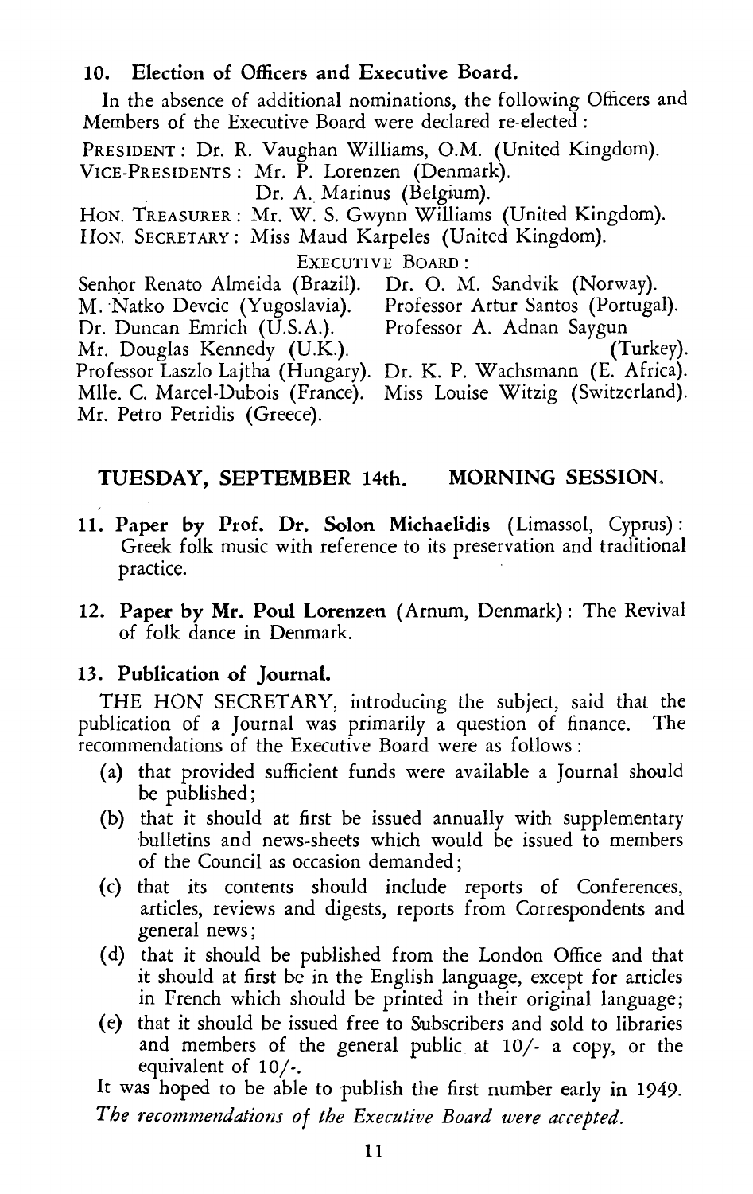### 10. Election of Officers and Executive Board.

In the absence of additional nominations, the following Officers and Members of the Executive Board were declared re-elected:

PRESIDENT: Dr. R. Vaughan Williams, O.M. (United Kingdom).
VICE-PRESIDENTS: Mr. P. Lorenzen (Denmark).
Dr. A. Marinus (Belgium).
HON. TREASURER: Mr. W. S. Gwynn Williams (United Kingdom).
HON. SECRETARY: Miss Maud Karpeles (United Kingdom).

EXECUTIVE BOARD:

Senhor Renato Almeida (Brazil).
M. Natko Devcic (Yugoslavia).
Dr. Duncan Emrich (U.S.A.).
Mr. Douglas Kennedy (U.K.).
Professor Laszlo Lajtha (Hungary).
Mlle. C. Marcel-Dubois (France).
Mr. Petro Petridis (Greece).
Dr. O. M. Sandvik (Norway).
Professor Artur Santos (Portugal).
Professor A. Adnan Saygun (Turkey).
Dr. K. P. Wachsmann (E. Africa).
Miss Louise Witzig (Switzerland).

## TUESDAY, SEPTEMBER 14th. MORNING SESSION.

**11. Paper by Prof. Dr. Solon Michaelidis** (Limassol, Cyprus): Greek folk music with reference to its preservation and traditional practice.

**12. Paper by Mr. Poul Lorenzen** (Arnum, Denmark): The Revival of folk dance in Denmark.

### 13. Publication of Journal.

THE HON SECRETARY, introducing the subject, said that the publication of a Journal was primarily a question of finance. The recommendations of the Executive Board were as follows:

(a) that provided sufficient funds were available a Journal should be published;

(b) that it should at first be issued annually with supplementary bulletins and news-sheets which would be issued to members of the Council as occasion demanded;

(c) that its contents should include reports of Conferences, articles, reviews and digests, reports from Correspondents and general news;

(d) that it should be published from the London Office and that it should at first be in the English language, except for articles in French which should be printed in their original language;

(e) that it should be issued free to Subscribers and sold to libraries and members of the general public at 10/- a copy, or the equivalent of 10/-.

It was hoped to be able to publish the first number early in 1949.

*The recommendations of the Executive Board were accepted.*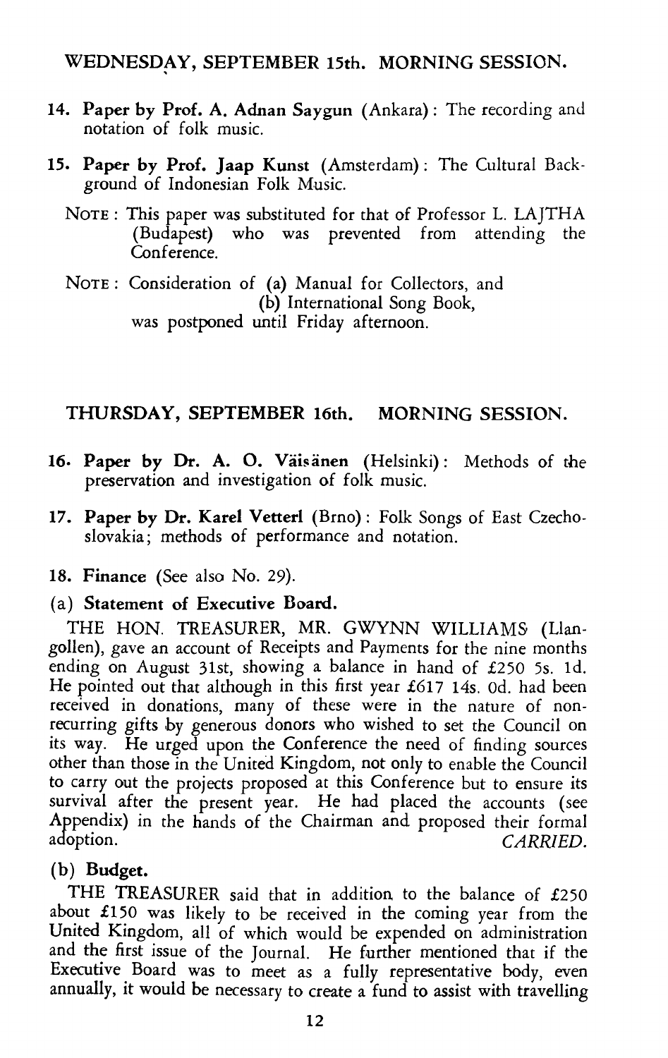## WEDNESDAY, SEPTEMBER 15th. MORNING SESSION.

**14. Paper by Prof. A. Adnan Saygun** (Ankara): The recording and notation of folk music.

**15. Paper by Prof. Jaap Kunst** (Amsterdam): The Cultural Background of Indonesian Folk Music.

NOTE: This paper was substituted for that of Professor L. LAJTHA (Budapest) who was prevented from attending the Conference.

NOTE: Consideration of (a) Manual for Collectors, and (b) International Song Book, was postponed until Friday afternoon.

## THURSDAY, SEPTEMBER 16th. MORNING SESSION.

**16. Paper by Dr. A. O. Väisänen** (Helsinki): Methods of the preservation and investigation of folk music.

**17. Paper by Dr. Karel Vetterl** (Brno): Folk Songs of East Czechoslovakia; methods of performance and notation.

**18. Finance** (See also No. 29).

**(a) Statement of Executive Board.**

THE HON. TREASURER, MR. GWYNN WILLIAMS (Llangollen), gave an account of Receipts and Payments for the nine months ending on August 31st, showing a balance in hand of £250 5s. 1d. He pointed out that although in this first year £617 14s. 0d. had been received in donations, many of these were in the nature of non-recurring gifts by generous donors who wished to set the Council on its way. He urged upon the Conference the need of finding sources other than those in the United Kingdom, not only to enable the Council to carry out the projects proposed at this Conference but to ensure its survival after the present year. He had placed the accounts (see Appendix) in the hands of the Chairman and proposed their formal adoption. *CARRIED.*

**(b) Budget.**

THE TREASURER said that in addition to the balance of £250 about £150 was likely to be received in the coming year from the United Kingdom, all of which would be expended on administration and the first issue of the Journal. He further mentioned that if the Executive Board was to meet as a fully representative body, even annually, it would be necessary to create a fund to assist with travelling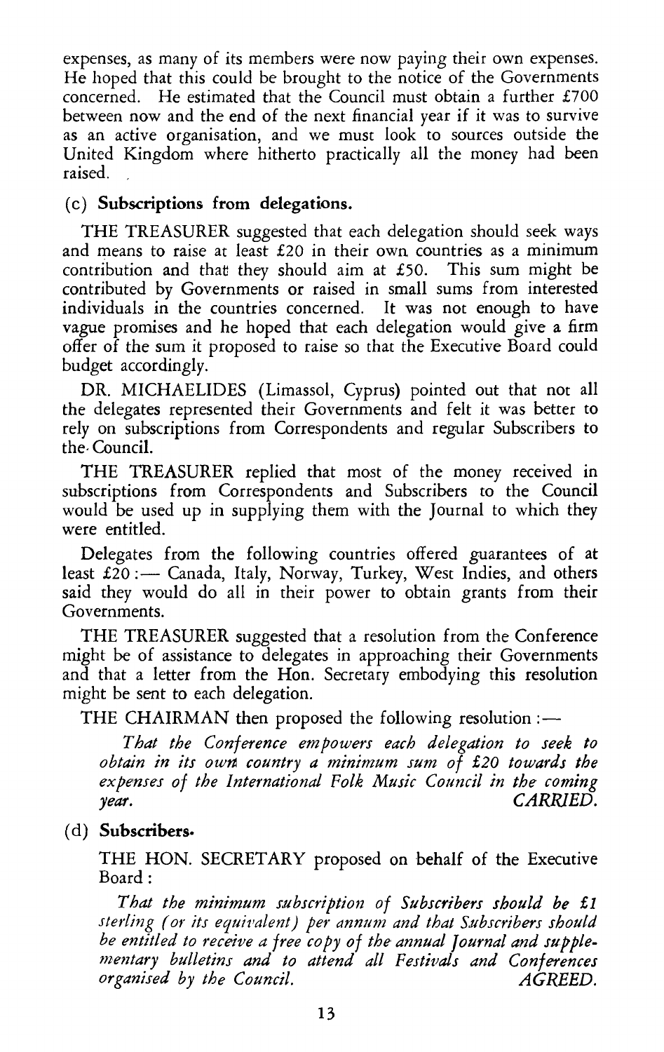expenses, as many of its members were now paying their own expenses. He hoped that this could be brought to the notice of the Governments concerned. He estimated that the Council must obtain a further £700 between now and the end of the next financial year if it was to survive as an active organisation, and we must look to sources outside the United Kingdom where hitherto practically all the money had been raised.

### (c) **Subscriptions from delegations.**

THE TREASURER suggested that each delegation should seek ways and means to raise at least £20 in their own countries as a minimum contribution and that they should aim at £50. This sum might be contributed by Governments or raised in small sums from interested individuals in the countries concerned. It was not enough to have vague promises and he hoped that each delegation would give a firm offer of the sum it proposed to raise so that the Executive Board could budget accordingly.

DR. MICHAELIDES (Limassol, Cyprus) pointed out that not all the delegates represented their Governments and felt it was better to rely on subscriptions from Correspondents and regular Subscribers to the Council.

THE TREASURER replied that most of the money received in subscriptions from Correspondents and Subscribers to the Council would be used up in supplying them with the Journal to which they were entitled.

Delegates from the following countries offered guarantees of at least £20 :— Canada, Italy, Norway, Turkey, West Indies, and others said they would do all in their power to obtain grants from their Governments.

THE TREASURER suggested that a resolution from the Conference might be of assistance to delegates in approaching their Governments and that a letter from the Hon. Secretary embodying this resolution might be sent to each delegation.

THE CHAIRMAN then proposed the following resolution :—

*That the Conference empowers each delegation to seek to obtain in its own country a minimum sum of £20 towards the expenses of the International Folk Music Council in the coming year.* *CARRIED.*

### (d) **Subscribers.**

THE HON. SECRETARY proposed on behalf of the Executive Board :

*That the minimum subscription of Subscribers should be £1 sterling (or its equivalent) per annum and that Subscribers should be entitled to receive a free copy of the annual Journal and supplementary bulletins and to attend all Festivals and Conferences organised by the Council.* *AGREED.*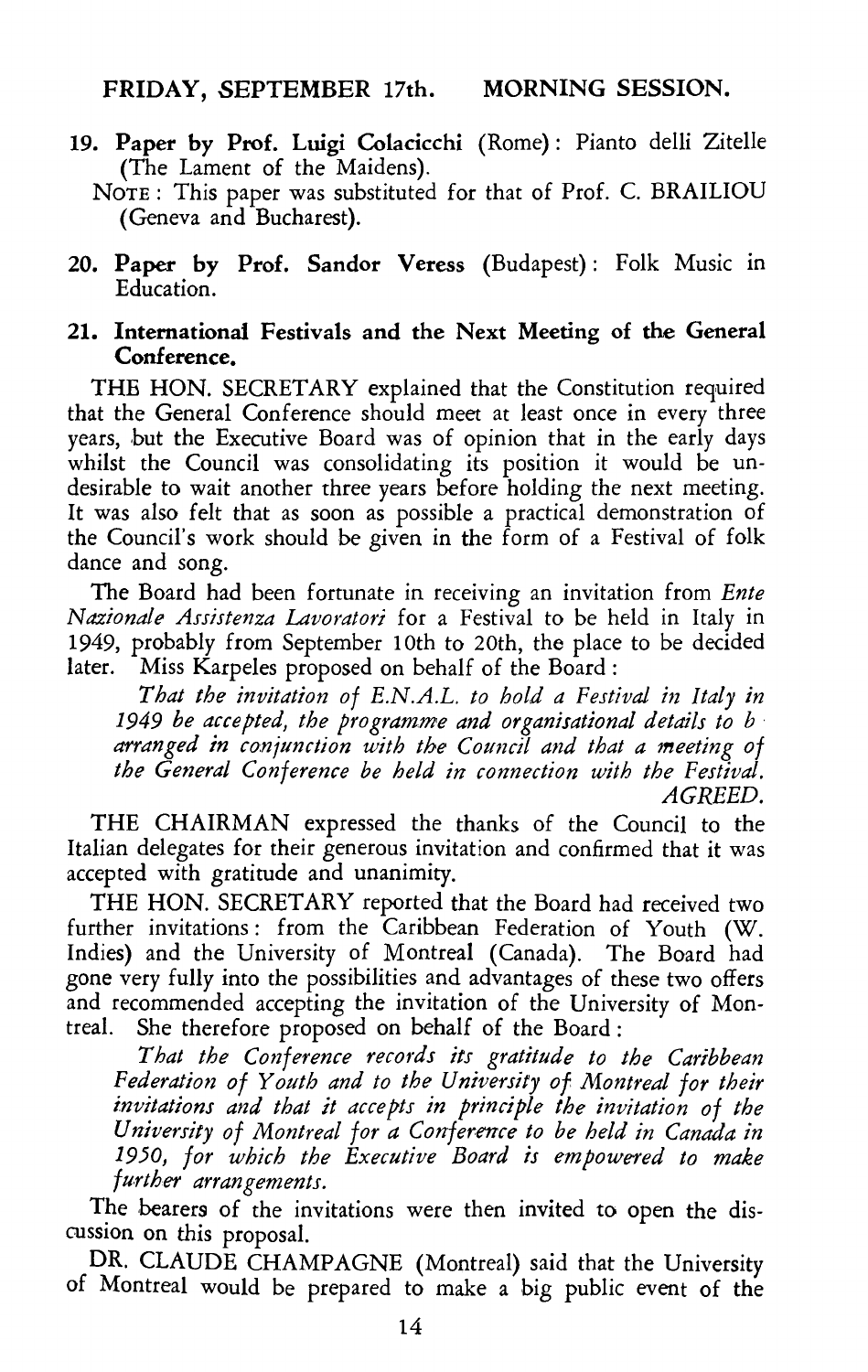## FRIDAY, SEPTEMBER 17th. MORNING SESSION.

**19. Paper by Prof. Luigi Colacicchi** (Rome): Pianto delli Zitelle (The Lament of the Maidens).

NOTE: This paper was substituted for that of Prof. C. BRAILIOU (Geneva and Bucharest).

**20. Paper by Prof. Sandor Veress** (Budapest): Folk Music in Education.

**21. International Festivals and the Next Meeting of the General Conference.**

THE HON. SECRETARY explained that the Constitution required that the General Conference should meet at least once in every three years, but the Executive Board was of opinion that in the early days whilst the Council was consolidating its position it would be undesirable to wait another three years before holding the next meeting. It was also felt that as soon as possible a practical demonstration of the Council's work should be given in the form of a Festival of folk dance and song.

The Board had been fortunate in receiving an invitation from *Ente Nazionale Assistenza Lavoratori* for a Festival to be held in Italy in 1949, probably from September 10th to 20th, the place to be decided later. Miss Karpeles proposed on behalf of the Board:

*That the invitation of E.N.A.L. to hold a Festival in Italy in 1949 be accepted, the programme and organisational details to b arranged in conjunction with the Council and that a meeting of the General Conference be held in connection with the Festival.*
*AGREED.*

THE CHAIRMAN expressed the thanks of the Council to the Italian delegates for their generous invitation and confirmed that it was accepted with gratitude and unanimity.

THE HON. SECRETARY reported that the Board had received two further invitations: from the Caribbean Federation of Youth (W. Indies) and the University of Montreal (Canada). The Board had gone very fully into the possibilities and advantages of these two offers and recommended accepting the invitation of the University of Montreal. She therefore proposed on behalf of the Board:

*That the Conference records its gratitude to the Caribbean Federation of Youth and to the University of Montreal for their invitations and that it accepts in principle the invitation of the University of Montreal for a Conference to be held in Canada in 1950, for which the Executive Board is empowered to make further arrangements.*

The bearers of the invitations were then invited to open the discussion on this proposal.

DR. CLAUDE CHAMPAGNE (Montreal) said that the University of Montreal would be prepared to make a big public event of the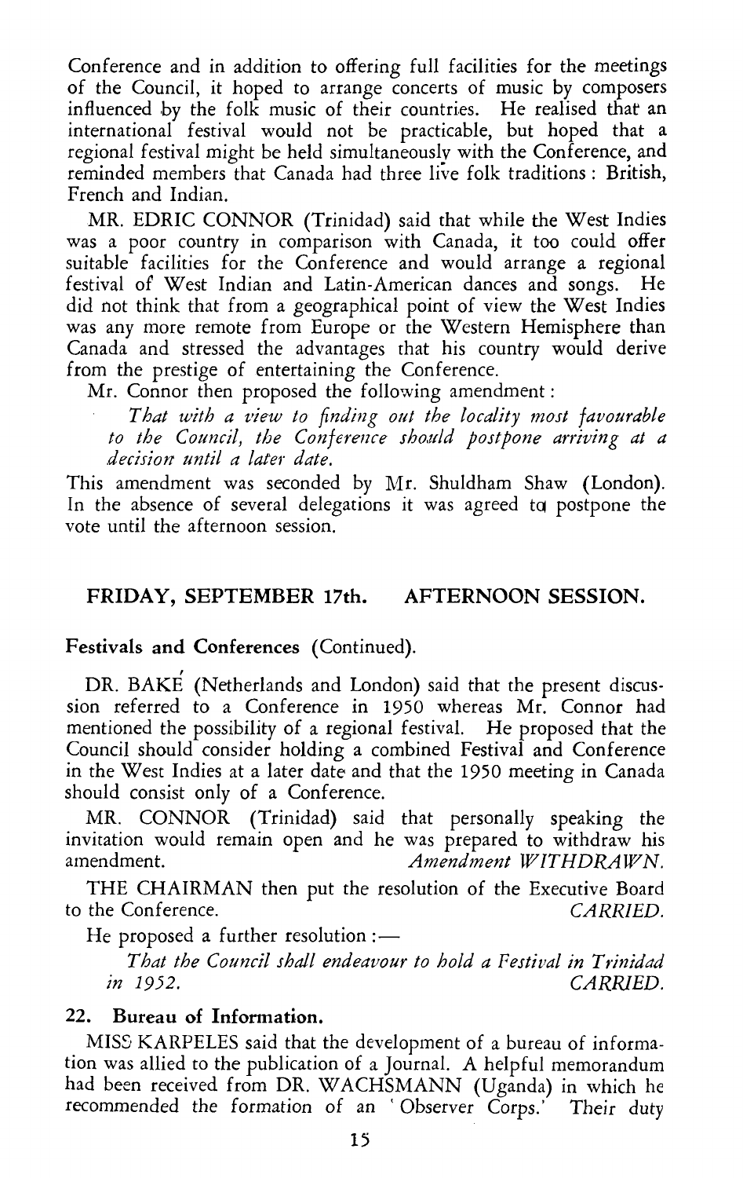Conference and in addition to offering full facilities for the meetings of the Council, it hoped to arrange concerts of music by composers influenced by the folk music of their countries. He realised that an international festival would not be practicable, but hoped that a regional festival might be held simultaneously with the Conference, and reminded members that Canada had three live folk traditions: British, French and Indian.

MR. EDRIC CONNOR (Trinidad) said that while the West Indies was a poor country in comparison with Canada, it too could offer suitable facilities for the Conference and would arrange a regional festival of West Indian and Latin-American dances and songs. He did not think that from a geographical point of view the West Indies was any more remote from Europe or the Western Hemisphere than Canada and stressed the advantages that his country would derive from the prestige of entertaining the Conference.

Mr. Connor then proposed the following amendment:

> *That with a view to finding out the locality most favourable to the Council, the Conference should postpone arriving at a decision until a later date.*

This amendment was seconded by Mr. Shuldham Shaw (London). In the absence of several delegations it was agreed to postpone the vote until the afternoon session.

## FRIDAY, SEPTEMBER 17th. AFTERNOON SESSION.

### Festivals and Conferences (Continued).

DR. BAKÉ (Netherlands and London) said that the present discussion referred to a Conference in 1950 whereas Mr. Connor had mentioned the possibility of a regional festival. He proposed that the Council should consider holding a combined Festival and Conference in the West Indies at a later date and that the 1950 meeting in Canada should consist only of a Conference.

MR. CONNOR (Trinidad) said that personally speaking the invitation would remain open and he was prepared to withdraw his amendment. *Amendment WITHDRAWN.*

THE CHAIRMAN then put the resolution of the Executive Board to the Conference. *CARRIED.*

He proposed a further resolution:—

> *That the Council shall endeavour to hold a Festival in Trinidad in 1952.* *CARRIED.*

### 22. Bureau of Information.

MISS KARPELES said that the development of a bureau of information was allied to the publication of a Journal. A helpful memorandum had been received from DR. WACHSMANN (Uganda) in which he recommended the formation of an 'Observer Corps.' Their duty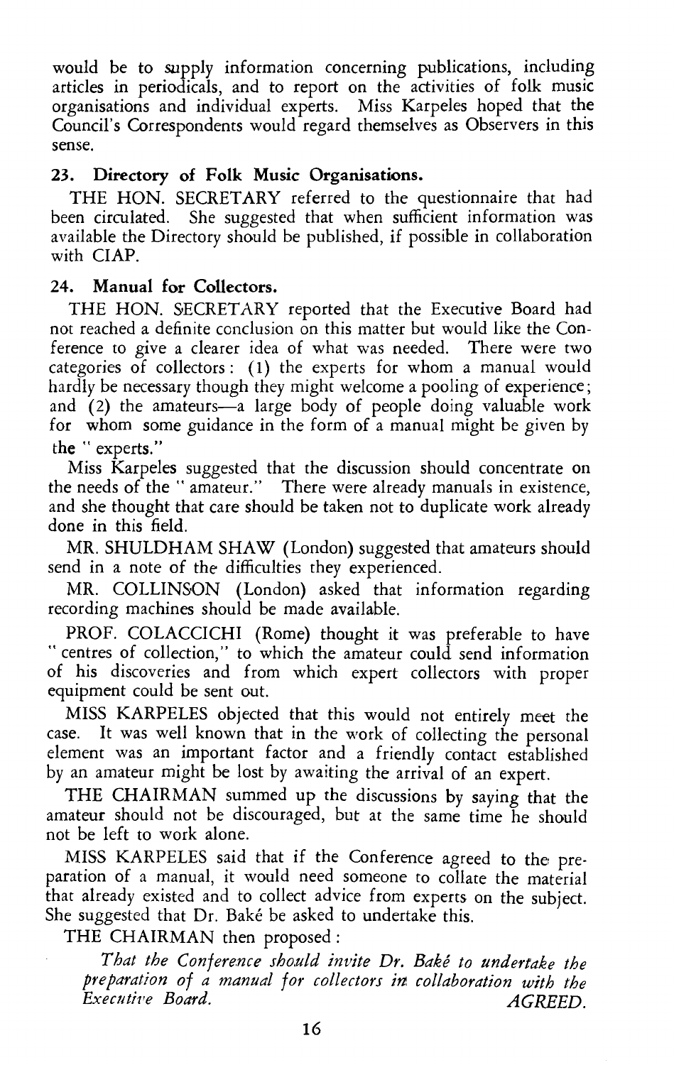would be to supply information concerning publications, including articles in periodicals, and to report on the activities of folk music organisations and individual experts. Miss Karpeles hoped that the Council's Correspondents would regard themselves as Observers in this sense.

### 23. Directory of Folk Music Organisations.

THE HON. SECRETARY referred to the questionnaire that had been circulated. She suggested that when sufficient information was available the Directory should be published, if possible in collaboration with CIAP.

### 24. Manual for Collectors.

THE HON. SECRETARY reported that the Executive Board had not reached a definite conclusion on this matter but would like the Conference to give a clearer idea of what was needed. There were two categories of collectors: (1) the experts for whom a manual would hardly be necessary though they might welcome a pooling of experience; and (2) the amateurs—a large body of people doing valuable work for whom some guidance in the form of a manual might be given by the " experts."

Miss Karpeles suggested that the discussion should concentrate on the needs of the " amateur." There were already manuals in existence, and she thought that care should be taken not to duplicate work already done in this field.

MR. SHULDHAM SHAW (London) suggested that amateurs should send in a note of the difficulties they experienced.

MR. COLLINSON (London) asked that information regarding recording machines should be made available.

PROF. COLACCICHI (Rome) thought it was preferable to have " centres of collection," to which the amateur could send information of his discoveries and from which expert collectors with proper equipment could be sent out.

MISS KARPELES objected that this would not entirely meet the case. It was well known that in the work of collecting the personal element was an important factor and a friendly contact established by an amateur might be lost by awaiting the arrival of an expert.

THE CHAIRMAN summed up the discussions by saying that the amateur should not be discouraged, but at the same time he should not be left to work alone.

MISS KARPELES said that if the Conference agreed to the preparation of a manual, it would need someone to collate the material that already existed and to collect advice from experts on the subject. She suggested that Dr. Baké be asked to undertake this.

THE CHAIRMAN then proposed:

> *That the Conference should invite Dr. Baké to undertake the preparation of a manual for collectors in collaboration with the Executive Board.* AGREED.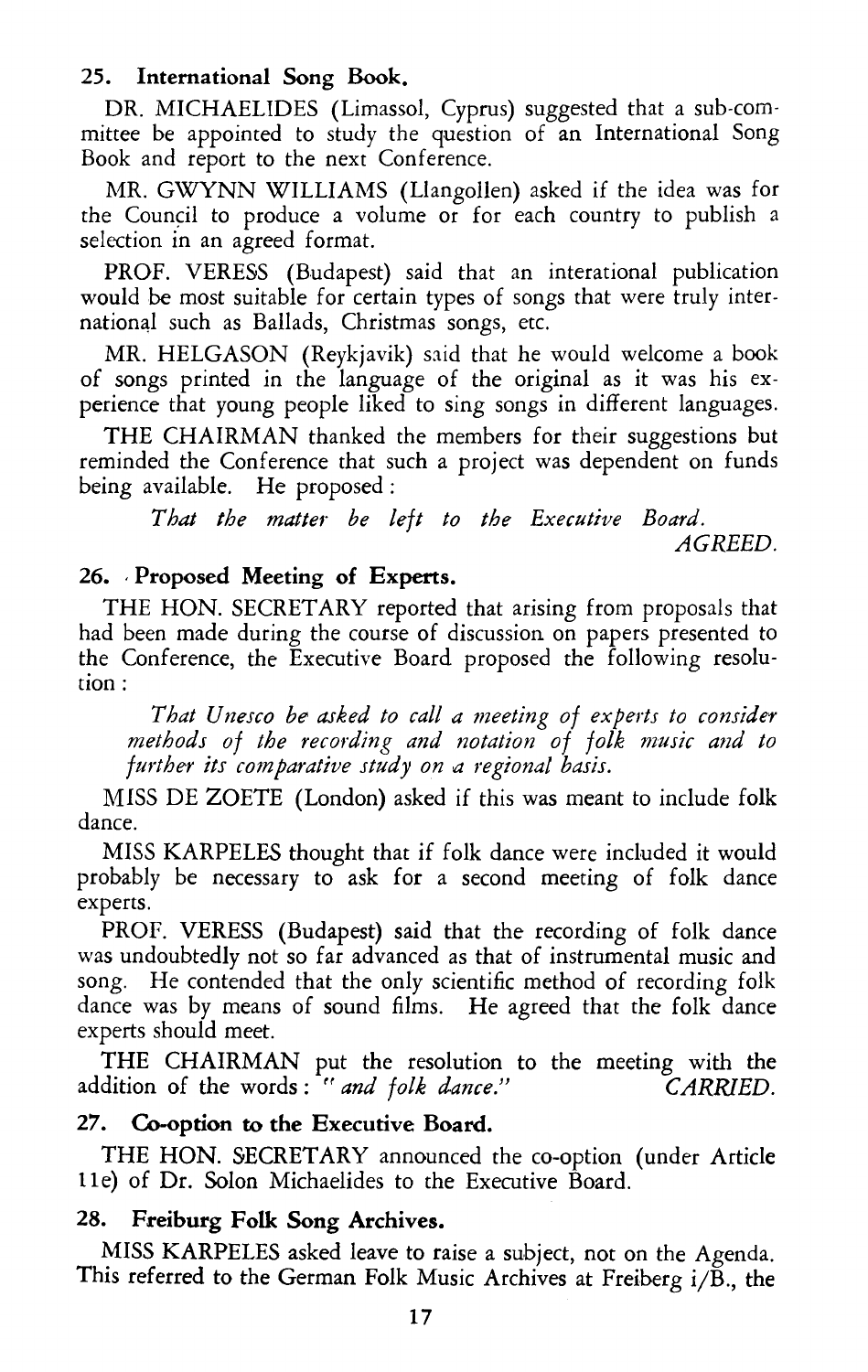## 25. International Song Book.

DR. MICHAELIDES (Limassol, Cyprus) suggested that a sub-committee be appointed to study the question of an International Song Book and report to the next Conference.

MR. GWYNN WILLIAMS (Llangollen) asked if the idea was for the Council to produce a volume or for each country to publish a selection in an agreed format.

PROF. VERESS (Budapest) said that an interational publication would be most suitable for certain types of songs that were truly international such as Ballads, Christmas songs, etc.

MR. HELGASON (Reykjavik) said that he would welcome a book of songs printed in the language of the original as it was his experience that young people liked to sing songs in different languages.

THE CHAIRMAN thanked the members for their suggestions but reminded the Conference that such a project was dependent on funds being available. He proposed :

*That the matter be left to the Executive Board.*

*AGREED.*

## 26. Proposed Meeting of Experts.

THE HON. SECRETARY reported that arising from proposals that had been made during the course of discussion on papers presented to the Conference, the Executive Board proposed the following resolution :

*That Unesco be asked to call a meeting of experts to consider methods of the recording and notation of folk music and to further its comparative study on a regional basis.*

MISS DE ZOETE (London) asked if this was meant to include folk dance.

MISS KARPELES thought that if folk dance were included it would probably be necessary to ask for a second meeting of folk dance experts.

PROF. VERESS (Budapest) said that the recording of folk dance was undoubtedly not so far advanced as that of instrumental music and song. He contended that the only scientific method of recording folk dance was by means of sound films. He agreed that the folk dance experts should meet.

THE CHAIRMAN put the resolution to the meeting with the addition of the words : *" and folk dance."* *CARRIED.*

## 27. Co-option to the Executive Board.

THE HON. SECRETARY announced the co-option (under Article 11e) of Dr. Solon Michaelides to the Executive Board.

## 28. Freiburg Folk Song Archives.

MISS KARPELES asked leave to raise a subject, not on the Agenda. This referred to the German Folk Music Archives at Freiberg i/B., the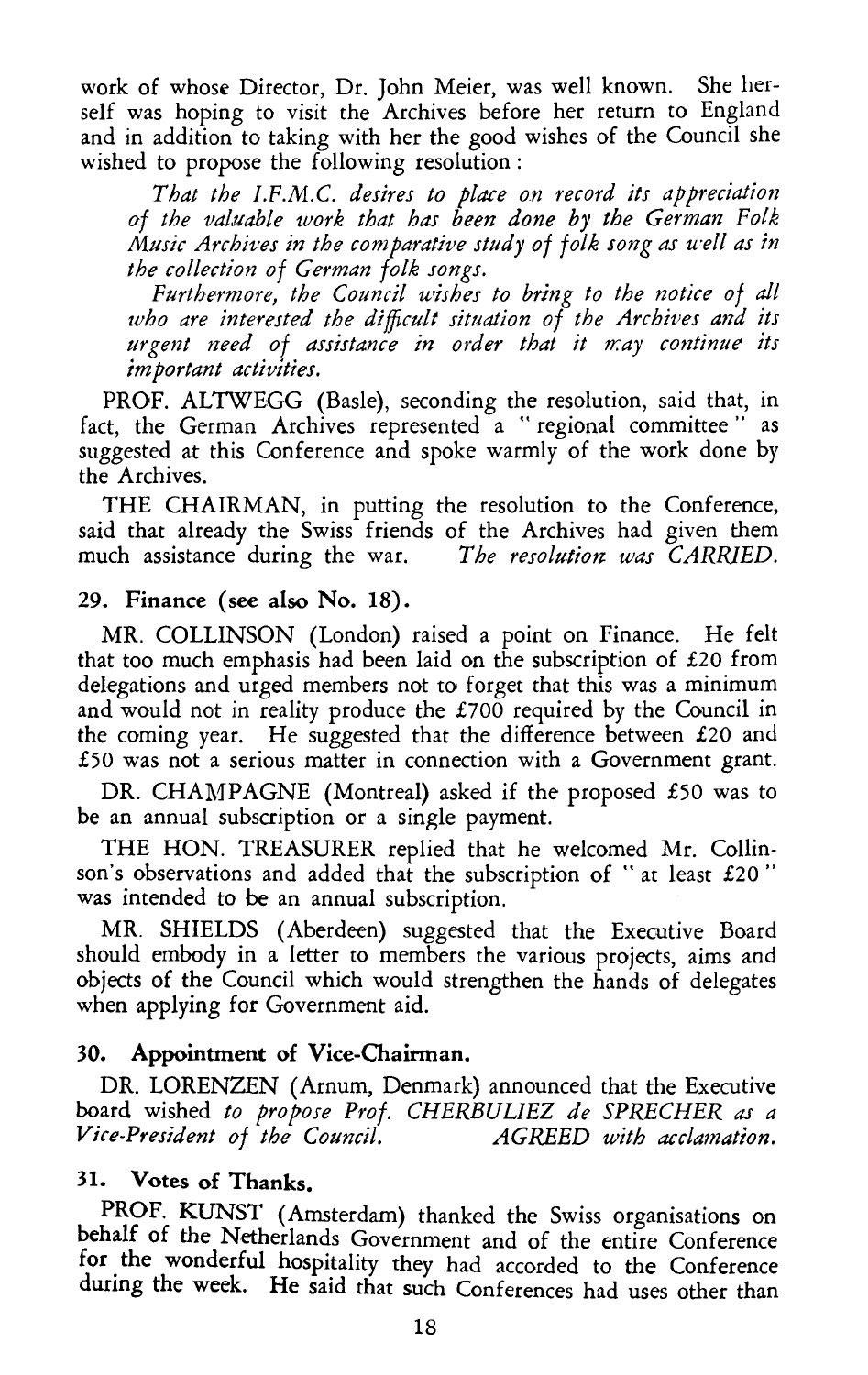work of whose Director, Dr. John Meier, was well known. She herself was hoping to visit the Archives before her return to England and in addition to taking with her the good wishes of the Council she wished to propose the following resolution:

*That the I.F.M.C. desires to place on record its appreciation of the valuable work that has been done by the German Folk Music Archives in the comparative study of folk song as well as in the collection of German folk songs.*

*Furthermore, the Council wishes to bring to the notice of all who are interested the difficult situation of the Archives and its urgent need of assistance in order that it may continue its important activities.*

PROF. ALTWEGG (Basle), seconding the resolution, said that, in fact, the German Archives represented a "regional committee" as suggested at this Conference and spoke warmly of the work done by the Archives.

THE CHAIRMAN, in putting the resolution to the Conference, said that already the Swiss friends of the Archives had given them much assistance during the war. *The resolution was CARRIED.*

### 29. Finance (see also No. 18).

MR. COLLINSON (London) raised a point on Finance. He felt that too much emphasis had been laid on the subscription of £20 from delegations and urged members not to forget that this was a minimum and would not in reality produce the £700 required by the Council in the coming year. He suggested that the difference between £20 and £50 was not a serious matter in connection with a Government grant.

DR. CHAMPAGNE (Montreal) asked if the proposed £50 was to be an annual subscription or a single payment.

THE HON. TREASURER replied that he welcomed Mr. Collinson's observations and added that the subscription of "at least £20" was intended to be an annual subscription.

MR. SHIELDS (Aberdeen) suggested that the Executive Board should embody in a letter to members the various projects, aims and objects of the Council which would strengthen the hands of delegates when applying for Government aid.

### 30. Appointment of Vice-Chairman.

DR. LORENZEN (Arnum, Denmark) announced that the Executive board wished *to propose Prof. CHERBULIEZ de SPRECHER as a Vice-President of the Council.* *AGREED with acclamation.*

### 31. Votes of Thanks.

PROF. KUNST (Amsterdam) thanked the Swiss organisations on behalf of the Netherlands Government and of the entire Conference for the wonderful hospitality they had accorded to the Conference during the week. He said that such Conferences had uses other than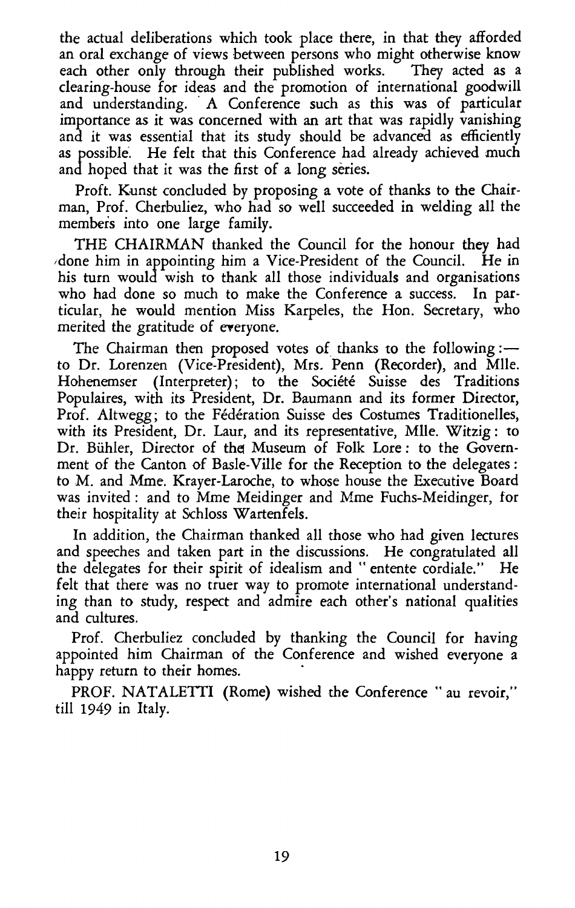the actual deliberations which took place there, in that they afforded an oral exchange of views between persons who might otherwise know each other only through their published works. They acted as a clearing-house for ideas and the promotion of international goodwill and understanding. A Conference such as this was of particular importance as it was concerned with an art that was rapidly vanishing and it was essential that its study should be advanced as efficiently as possible. He felt that this Conference had already achieved much and hoped that it was the first of a long series.

Proft. Kunst concluded by proposing a vote of thanks to the Chairman, Prof. Cherbuliez, who had so well succeeded in welding all the members into one large family.

THE CHAIRMAN thanked the Council for the honour they had done him in appointing him a Vice-President of the Council. He in his turn would wish to thank all those individuals and organisations who had done so much to make the Conference a success. In particular, he would mention Miss Karpeles, the Hon. Secretary, who merited the gratitude of everyone.

The Chairman then proposed votes of thanks to the following:—to Dr. Lorenzen (Vice-President), Mrs. Penn (Recorder), and Mlle. Hohenemser (Interpreter); to the Société Suisse des Traditions Populaires, with its President, Dr. Baumann and its former Director, Prof. Altwegg; to the Fédération Suisse des Costumes Traditionelles, with its President, Dr. Laur, and its representative, Mlle. Witzig: to Dr. Bühler, Director of the Museum of Folk Lore: to the Government of the Canton of Basle-Ville for the Reception to the delegates: to M. and Mme. Krayer-Laroche, to whose house the Executive Board was invited: and to Mme Meidinger and Mme Fuchs-Meidinger, for their hospitality at Schloss Wartenfels.

In addition, the Chairman thanked all those who had given lectures and speeches and taken part in the discussions. He congratulated all the delegates for their spirit of idealism and "entente cordiale." He felt that there was no truer way to promote international understanding than to study, respect and admire each other's national qualities and cultures.

Prof. Cherbuliez concluded by thanking the Council for having appointed him Chairman of the Conference and wished everyone a happy return to their homes.

PROF. NATALETTI (Rome) wished the Conference "au revoir," till 1949 in Italy.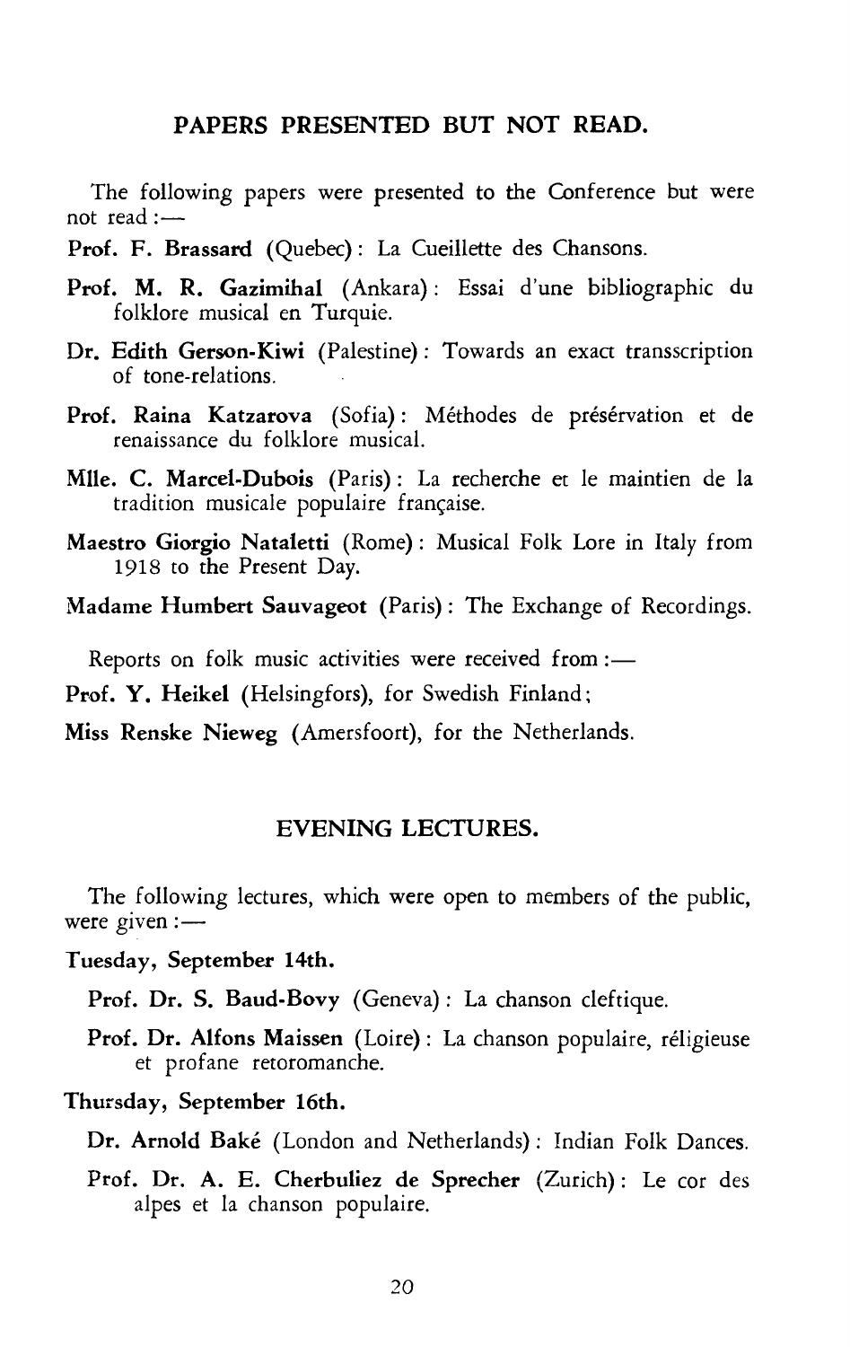## PAPERS PRESENTED BUT NOT READ.

The following papers were presented to the Conference but were not read :—

**Prof. F. Brassard** (Quebec) : La Cueillette des Chansons.

**Prof. M. R. Gazimihal** (Ankara) : Essai d'une bibliographic du folklore musical en Turquie.

**Dr. Edith Gerson-Kiwi** (Palestine) : Towards an exact transscription of tone-relations.

**Prof. Raina Katzarova** (Sofia) : Méthodes de présérvation et de renaissance du folklore musical.

**Mlle. C. Marcel-Dubois** (Paris) : La recherche et le maintien de la tradition musicale populaire française.

**Maestro Giorgio Nataletti** (Rome) : Musical Folk Lore in Italy from 1918 to the Present Day.

**Madame Humbert Sauvageot** (Paris) : The Exchange of Recordings.

Reports on folk music activities were received from :—

**Prof. Y. Heikel** (Helsingfors), for Swedish Finland;

**Miss Renske Nieweg** (Amersfoort), for the Netherlands.

## EVENING LECTURES.

The following lectures, which were open to members of the public, were given :—

**Tuesday, September 14th.**

**Prof. Dr. S. Baud-Bovy** (Geneva) : La chanson cleftique.

**Prof. Dr. Alfons Maissen** (Loire) : La chanson populaire, réligieuse et profane retoromanche.

**Thursday, September 16th.**

**Dr. Arnold Baké** (London and Netherlands) : Indian Folk Dances.

**Prof. Dr. A. E. Cherbuliez de Sprecher** (Zurich) : Le cor des alpes et la chanson populaire.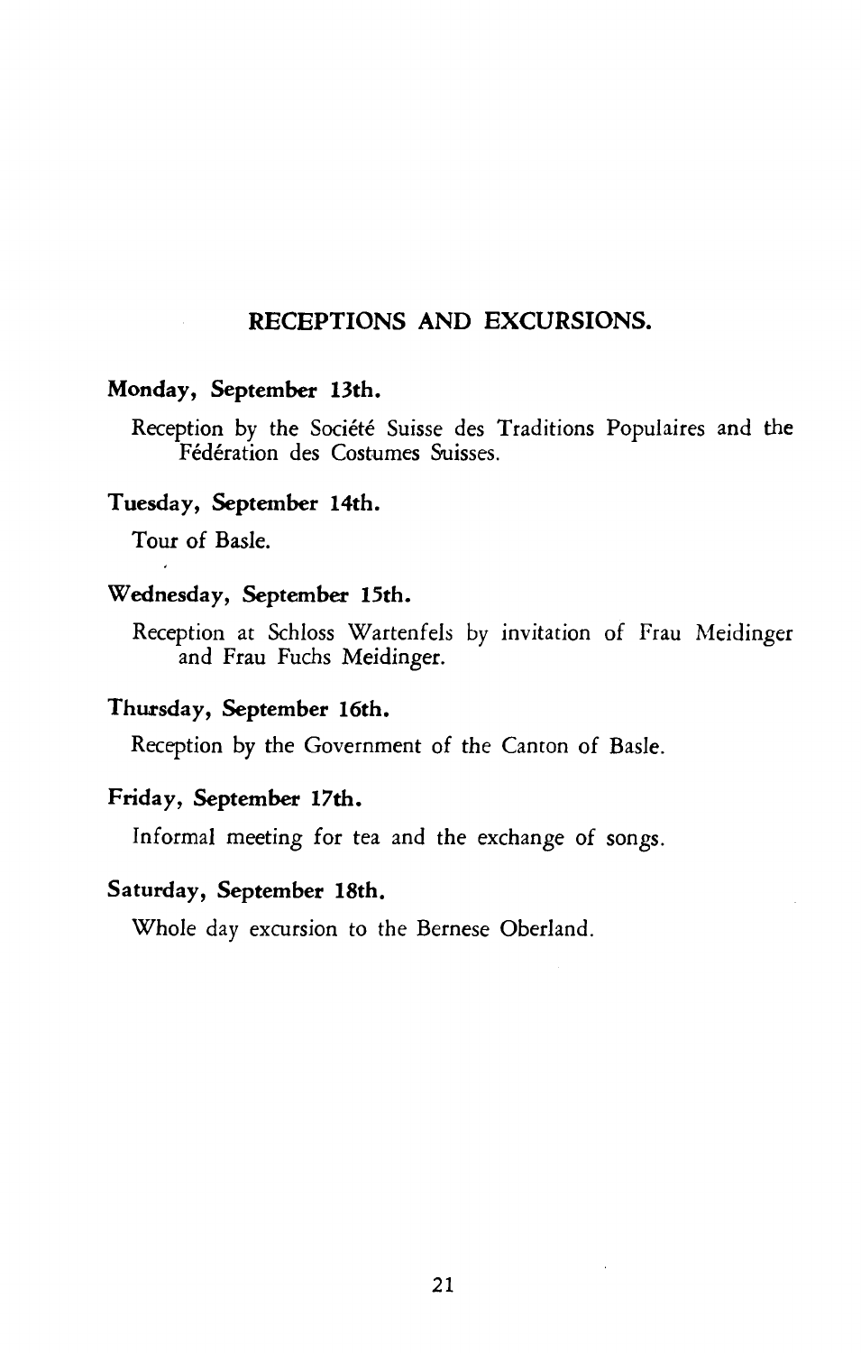## RECEPTIONS AND EXCURSIONS.

**Monday, September 13th.**

Reception by the Société Suisse des Traditions Populaires and the Fédération des Costumes Suisses.

**Tuesday, September 14th.**

Tour of Basle.

**Wednesday, September 15th.**

Reception at Schloss Wartenfels by invitation of Frau Meidinger and Frau Fuchs Meidinger.

**Thursday, September 16th.**

Reception by the Government of the Canton of Basle.

**Friday, September 17th.**

Informal meeting for tea and the exchange of songs.

**Saturday, September 18th.**

Whole day excursion to the Bernese Oberland.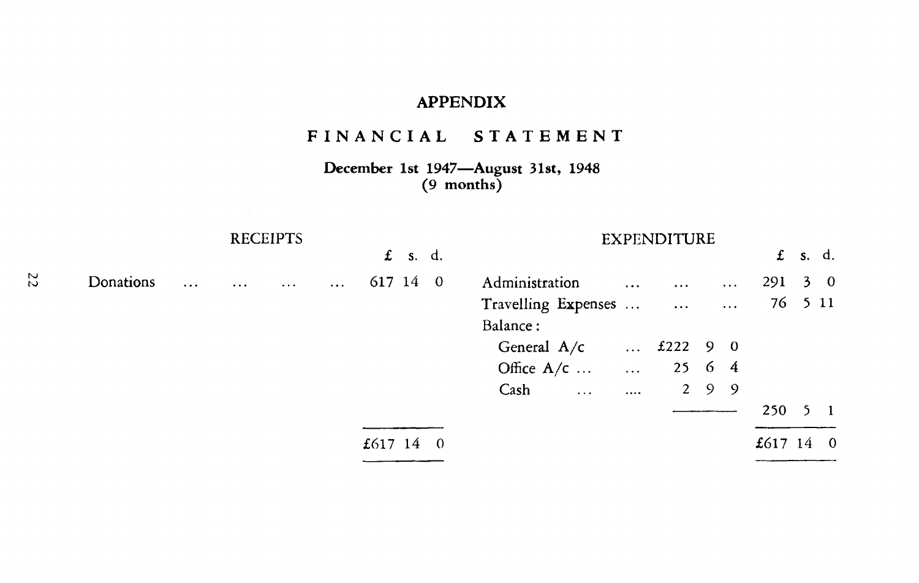## APPENDIX

## FINANCIAL STATEMENT

**December 1st 1947—August 31st, 1948**
**(9 months)**

| RECEIPTS | £ s. d. | EXPENDITURE | | £ s. d. |
|---|---|---|---|---|
| Donations ... ... ... ... | 617 14 0 | Administration ... ... ... | | 291 3 0 |
| | | Travelling Expenses ... ... ... | | 76 5 11 |
| | | Balance: | | |
| | | General A/c ... | £222 9 0 | |
| | | Office A/c ... ... | 25 6 4 | |
| | | Cash ... .... | 2 9 9 | |
| | | | | 250 5 1 |
| | £617 14 0 | | | £617 14 0 |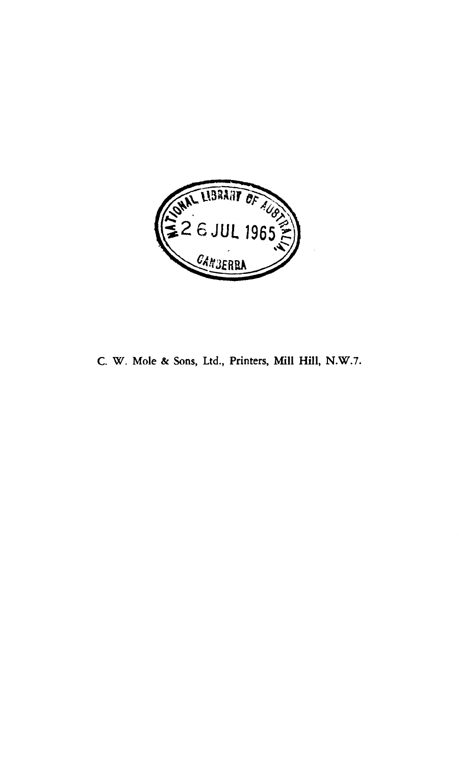NATIONAL LIBRARY OF AUSTRALIA

26 JUL 1965

CANBERRA

C. W. Mole & Sons, Ltd., Printers, Mill Hill, N.W.7.